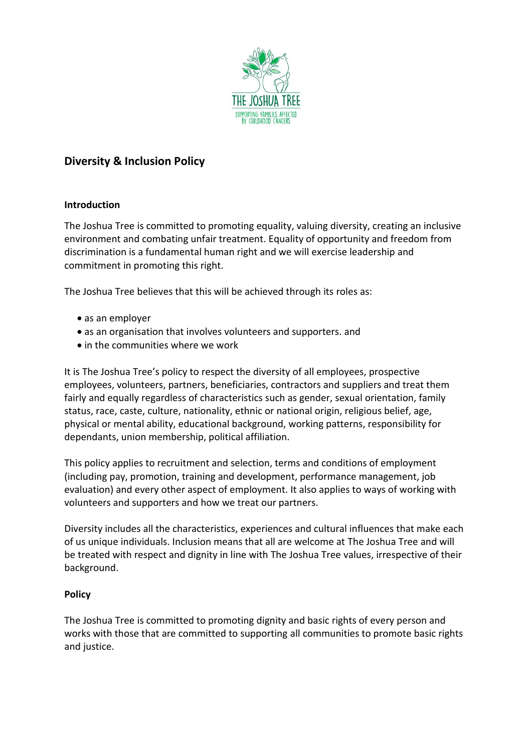# Diversity & Inclusion Policy

## Introduction

The Joshua Tree is committed to promoting equality, valuing diversity, creating an inclusive environment and combating unfair treatment. Equality of opportunity and freedom from discrimination is a fundamental human right and we will exercise leadership and commitment in promoting this right.

The Joshua Tree believes that this will be achieved through its roles as:

- as an employer
- as an organisation that involves volunteers and supporters. and
- in the communities where we work

It is The Joshua Tree's policy to respect the diversity of all employees, prospective employees, volunteers, partners, beneficiaries, contractors and suppliers and treat them fairly and equally regardless of characteristics such as gender, sexual orientation, family status, race, caste, culture, nationality, ethnic or national origin, religious belief, age, physical or mental ability, educational background, working patterns, responsibility for dependants, union membership, political affiliation.

This policy applies to recruitment and selection, terms and conditions of employment (including pay, promotion, training and development, performance management, job evaluation) and every other aspect of employment. It also applies to ways of working with volunteers and supporters and how we treat our partners.

Diversity includes all the characteristics, experiences and cultural influences that make each of us unique individuals. Inclusion means that all are welcome at The Joshua Tree and will be treated with respect and dignity in line with The Joshua Tree values, irrespective of their background.

## Policy

The Joshua Tree is committed to promoting dignity and basic rights of every person and works with those that are committed to supporting all communities to promote basic rights and justice.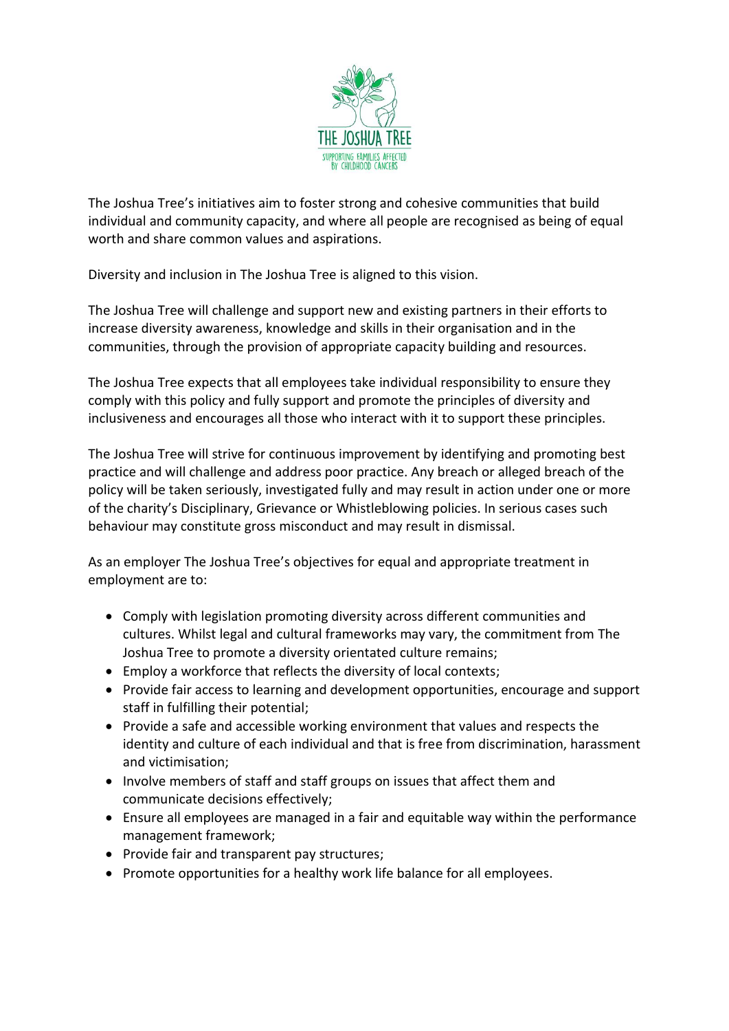The Joshua Tree's initiatives aim to foster strong and cohesive communities that build individual and community capacity, and where all people are recognised as being of equal worth and share common values and aspirations.

Diversity and inclusion in The Joshua Tree is aligned to this vision.

The Joshua Tree will challenge and support new and existing partners in their efforts to increase diversity awareness, knowledge and skills in their organisation and in the communities, through the provision of appropriate capacity building and resources.

The Joshua Tree expects that all employees take individual responsibility to ensure they comply with this policy and fully support and promote the principles of diversity and inclusiveness and encourages all those who interact with it to support these principles.

The Joshua Tree will strive for continuous improvement by identifying and promoting best practice and will challenge and address poor practice. Any breach or alleged breach of the policy will be taken seriously, investigated fully and may result in action under one or more of the charity's Disciplinary, Grievance or Whistleblowing policies. In serious cases such behaviour may constitute gross misconduct and may result in dismissal.

As an employer The Joshua Tree's objectives for equal and appropriate treatment in employment are to:

- Comply with legislation promoting diversity across different communities and cultures. Whilst legal and cultural frameworks may vary, the commitment from The Joshua Tree to promote a diversity orientated culture remains;
- Employ a workforce that reflects the diversity of local contexts;
- Provide fair access to learning and development opportunities, encourage and support staff in fulfilling their potential;
- Provide a safe and accessible working environment that values and respects the identity and culture of each individual and that is free from discrimination, harassment and victimisation;
- Involve members of staff and staff groups on issues that affect them and communicate decisions effectively;
- Ensure all employees are managed in a fair and equitable way within the performance management framework;
- Provide fair and transparent pay structures;
- Promote opportunities for a healthy work life balance for all employees.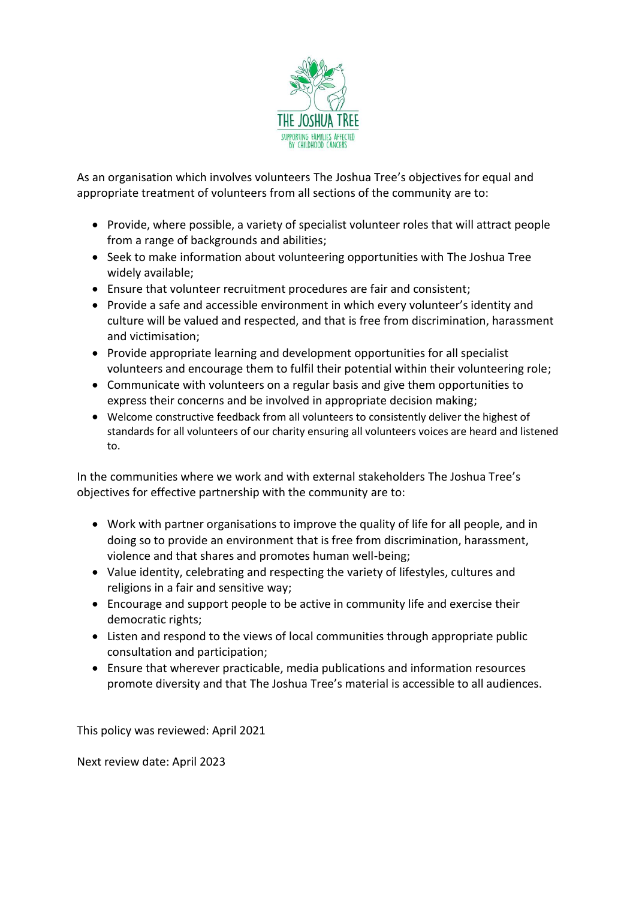As an organisation which involves volunteers The Joshua Tree's objectives for equal and appropriate treatment of volunteers from all sections of the community are to:

- Provide, where possible, a variety of specialist volunteer roles that will attract people from a range of backgrounds and abilities;
- Seek to make information about volunteering opportunities with The Joshua Tree widely available;
- Ensure that volunteer recruitment procedures are fair and consistent;
- Provide a safe and accessible environment in which every volunteer's identity and culture will be valued and respected, and that is free from discrimination, harassment and victimisation;
- Provide appropriate learning and development opportunities for all specialist volunteers and encourage them to fulfil their potential within their volunteering role;
- Communicate with volunteers on a regular basis and give them opportunities to express their concerns and be involved in appropriate decision making;
- Welcome constructive feedback from all volunteers to consistently deliver the highest of standards for all volunteers of our charity ensuring all volunteers voices are heard and listened to.

In the communities where we work and with external stakeholders The Joshua Tree's objectives for effective partnership with the community are to:

- Work with partner organisations to improve the quality of life for all people, and in doing so to provide an environment that is free from discrimination, harassment, violence and that shares and promotes human well-being;
- Value identity, celebrating and respecting the variety of lifestyles, cultures and religions in a fair and sensitive way;
- Encourage and support people to be active in community life and exercise their democratic rights;
- Listen and respond to the views of local communities through appropriate public consultation and participation;
- Ensure that wherever practicable, media publications and information resources promote diversity and that The Joshua Tree's material is accessible to all audiences.

This policy was reviewed: April 2021

Next review date: April 2023